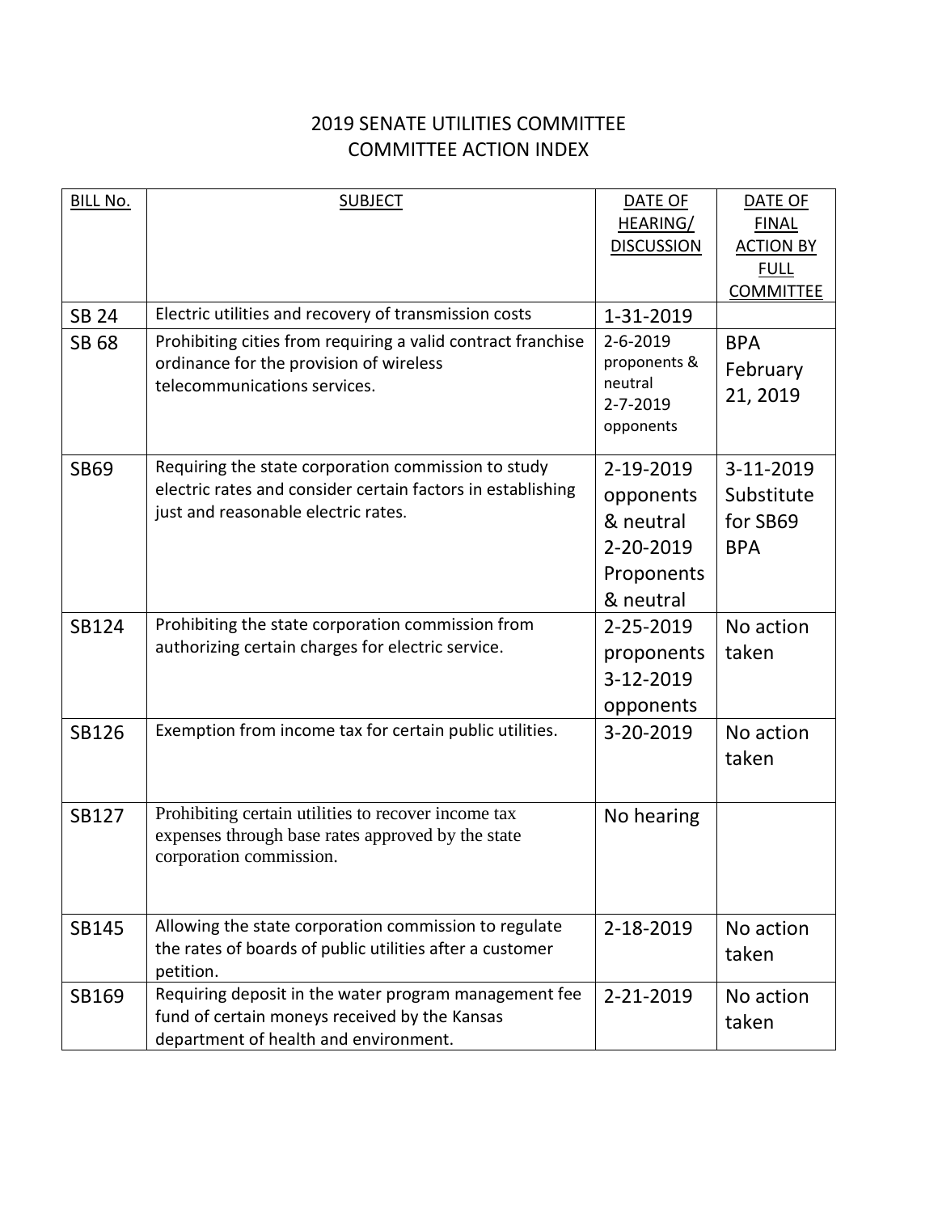# 2019 SENATE UTILITIES COMMITTEE
## COMMITTEE ACTION INDEX

| BILL No. | SUBJECT | DATE OF HEARING/ DISCUSSION | DATE OF FINAL ACTION BY FULL COMMITTEE |
|---|---|---|---|
| SB 24 | Electric utilities and recovery of transmission costs | 1-31-2019 | |
| SB 68 | Prohibiting cities from requiring a valid contract franchise ordinance for the provision of wireless telecommunications services. | 2-6-2019 proponents & neutral 2-7-2019 opponents | BPA February 21, 2019 |
| SB69 | Requiring the state corporation commission to study electric rates and consider certain factors in establishing just and reasonable electric rates. | 2-19-2019 opponents & neutral 2-20-2019 Proponents & neutral | 3-11-2019 Substitute for SB69 BPA |
| SB124 | Prohibiting the state corporation commission from authorizing certain charges for electric service. | 2-25-2019 proponents 3-12-2019 opponents | No action taken |
| SB126 | Exemption from income tax for certain public utilities. | 3-20-2019 | No action taken |
| SB127 | Prohibiting certain utilities to recover income tax expenses through base rates approved by the state corporation commission. | No hearing | |
| SB145 | Allowing the state corporation commission to regulate the rates of boards of public utilities after a customer petition. | 2-18-2019 | No action taken |
| SB169 | Requiring deposit in the water program management fee fund of certain moneys received by the Kansas department of health and environment. | 2-21-2019 | No action taken |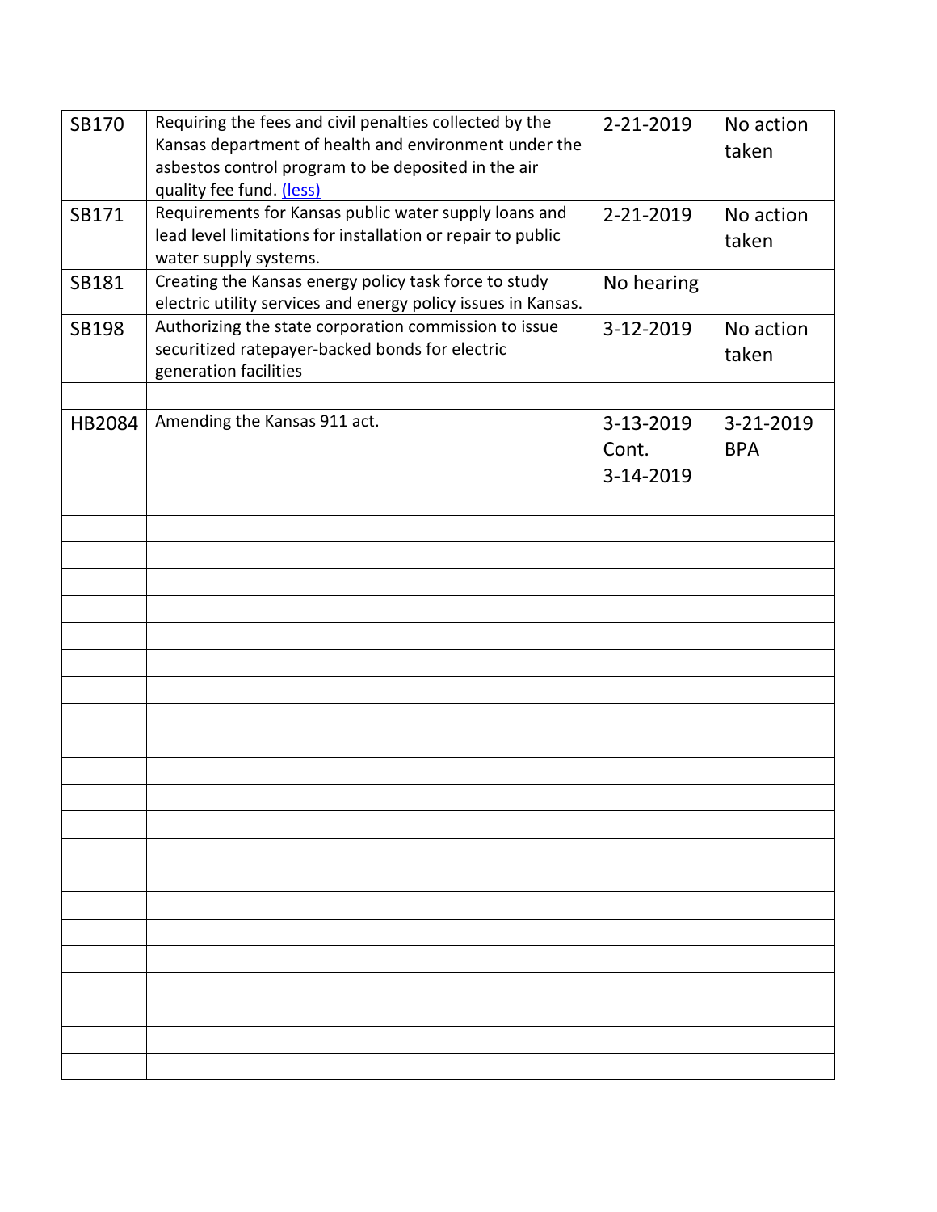| | | | |
|---|---|---|---|
| SB170 | Requiring the fees and civil penalties collected by the Kansas department of health and environment under the asbestos control program to be deposited in the air quality fee fund. (less) | 2-21-2019 | No action taken |
| SB171 | Requirements for Kansas public water supply loans and lead level limitations for installation or repair to public water supply systems. | 2-21-2019 | No action taken |
| SB181 | Creating the Kansas energy policy task force to study electric utility services and energy policy issues in Kansas. | No hearing | |
| SB198 | Authorizing the state corporation commission to issue securitized ratepayer-backed bonds for electric generation facilities | 3-12-2019 | No action taken |
| | | | |
| HB2084 | Amending the Kansas 911 act. | 3-13-2019 Cont. 3-14-2019 | 3-21-2019 BPA |
| | | | |
| | | | |
| | | | |
| | | | |
| | | | |
| | | | |
| | | | |
| | | | |
| | | | |
| | | | |
| | | | |
| | | | |
| | | | |
| | | | |
| | | | |
| | | | |
| | | | |
| | | | |
| | | | |
| | | | |
| | | | |